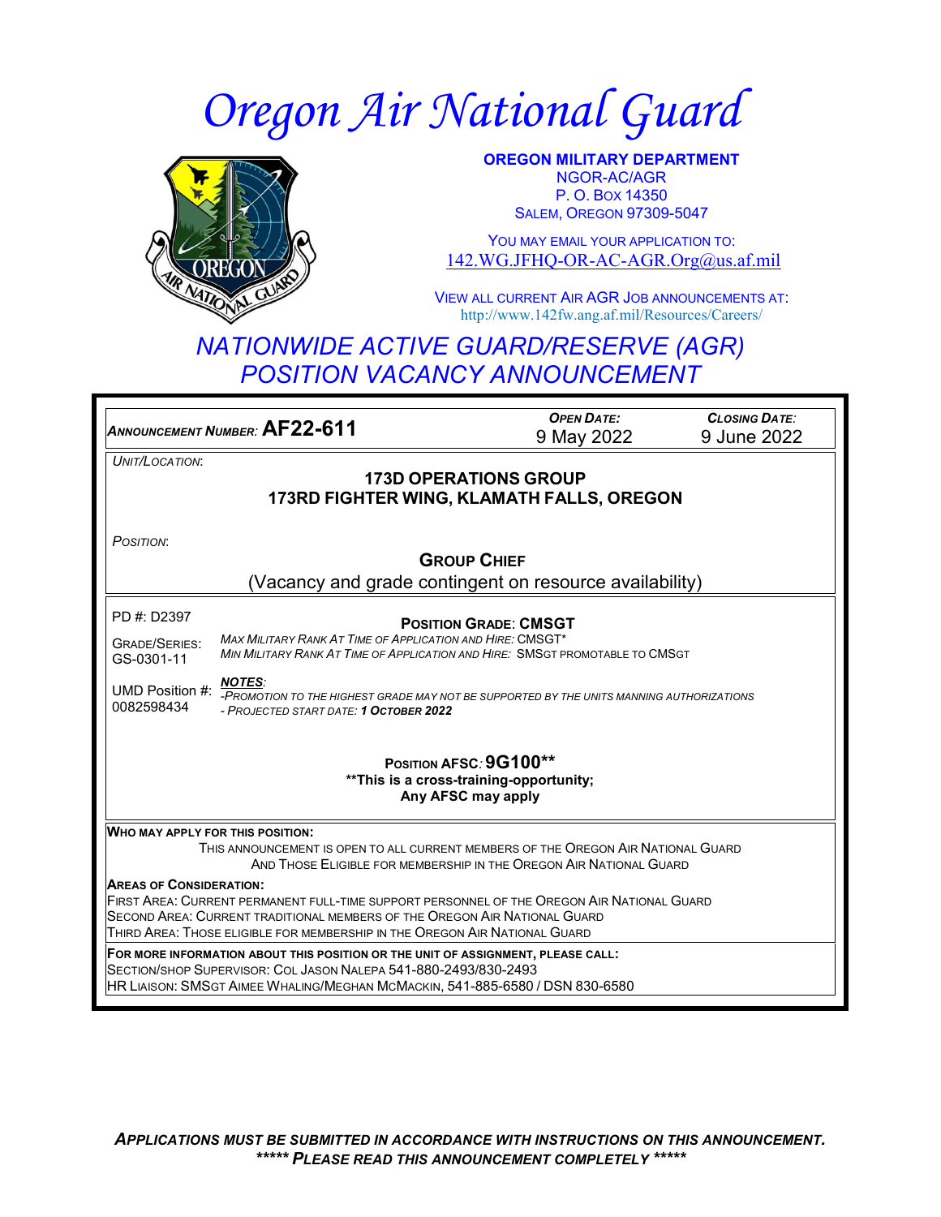# Oregon Air National Guard

**OREGON MILITARY DEPARTMENT**
NGOR-AC/AGR
P. O. BOX 14350
SALEM, OREGON 97309-5047

YOU MAY EMAIL YOUR APPLICATION TO:
142.WG.JFHQ-OR-AC-AGR.Org@us.af.mil

VIEW ALL CURRENT AIR AGR JOB ANNOUNCEMENTS AT:
http://www.142fw.ang.af.mil/Resources/Careers/

## *NATIONWIDE ACTIVE GUARD/RESERVE (AGR) POSITION VACANCY ANNOUNCEMENT*

| *ANNOUNCEMENT NUMBER*: **AF22-611** | *OPEN DATE*: 9 May 2022 | *CLOSING DATE*: 9 June 2022 |
|---|---|---|

*UNIT/LOCATION*:

**173D OPERATIONS GROUP**
**173RD FIGHTER WING, KLAMATH FALLS, OREGON**

*POSITION*:

**GROUP CHIEF**
(Vacancy and grade contingent on resource availability)

PD #: D2397

GRADE/SERIES: GS-0301-11

UMD Position #: 0082598434

**POSITION GRADE: CMSGT**
*MAX MILITARY RANK AT TIME OF APPLICATION AND HIRE:* CMSGT*
*MIN MILITARY RANK AT TIME OF APPLICATION AND HIRE:* SMSGT PROMOTABLE TO CMSGT

***NOTES***:
*-PROMOTION TO THE HIGHEST GRADE MAY NOT BE SUPPORTED BY THE UNITS MANNING AUTHORIZATIONS*
*- PROJECTED START DATE: **1 OCTOBER 2022***

**POSITION AFSC**: **9G100****
****This is a cross-training-opportunity;**
**Any AFSC may apply**

**WHO MAY APPLY FOR THIS POSITION:**
THIS ANNOUNCEMENT IS OPEN TO ALL CURRENT MEMBERS OF THE OREGON AIR NATIONAL GUARD AND THOSE ELIGIBLE FOR MEMBERSHIP IN THE OREGON AIR NATIONAL GUARD

**AREAS OF CONSIDERATION:**
FIRST AREA: CURRENT PERMANENT FULL-TIME SUPPORT PERSONNEL OF THE OREGON AIR NATIONAL GUARD
SECOND AREA: CURRENT TRADITIONAL MEMBERS OF THE OREGON AIR NATIONAL GUARD
THIRD AREA: THOSE ELIGIBLE FOR MEMBERSHIP IN THE OREGON AIR NATIONAL GUARD

**FOR MORE INFORMATION ABOUT THIS POSITION OR THE UNIT OF ASSIGNMENT, PLEASE CALL:**
SECTION/SHOP SUPERVISOR: COL JASON NALEPA 541-880-2493/830-2493
HR LIAISON: SMSGT AIMEE WHALING/MEGHAN MCMACKIN, 541-885-6580 / DSN 830-6580

***APPLICATIONS MUST BE SUBMITTED IN ACCORDANCE WITH INSTRUCTIONS ON THIS ANNOUNCEMENT.***
***\*\*\*\*\* PLEASE READ THIS ANNOUNCEMENT COMPLETELY \*\*\*\*\****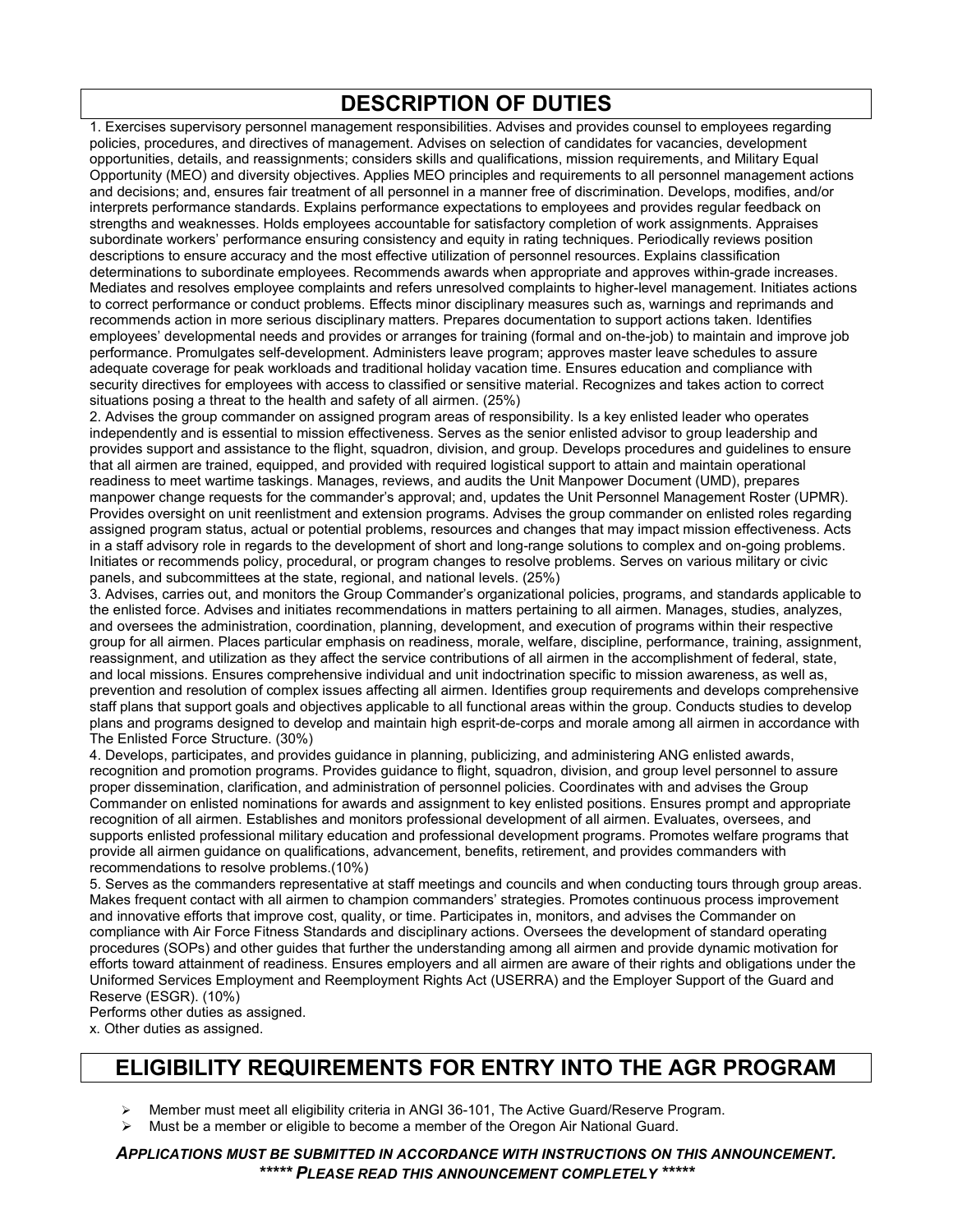## DESCRIPTION OF DUTIES

1. Exercises supervisory personnel management responsibilities. Advises and provides counsel to employees regarding policies, procedures, and directives of management. Advises on selection of candidates for vacancies, development opportunities, details, and reassignments; considers skills and qualifications, mission requirements, and Military Equal Opportunity (MEO) and diversity objectives. Applies MEO principles and requirements to all personnel management actions and decisions; and, ensures fair treatment of all personnel in a manner free of discrimination. Develops, modifies, and/or interprets performance standards. Explains performance expectations to employees and provides regular feedback on strengths and weaknesses. Holds employees accountable for satisfactory completion of work assignments. Appraises subordinate workers' performance ensuring consistency and equity in rating techniques. Periodically reviews position descriptions to ensure accuracy and the most effective utilization of personnel resources. Explains classification determinations to subordinate employees. Recommends awards when appropriate and approves within-grade increases. Mediates and resolves employee complaints and refers unresolved complaints to higher-level management. Initiates actions to correct performance or conduct problems. Effects minor disciplinary measures such as, warnings and reprimands and recommends action in more serious disciplinary matters. Prepares documentation to support actions taken. Identifies employees' developmental needs and provides or arranges for training (formal and on-the-job) to maintain and improve job performance. Promulgates self-development. Administers leave program; approves master leave schedules to assure adequate coverage for peak workloads and traditional holiday vacation time. Ensures education and compliance with security directives for employees with access to classified or sensitive material. Recognizes and takes action to correct situations posing a threat to the health and safety of all airmen. (25%)

2. Advises the group commander on assigned program areas of responsibility. Is a key enlisted leader who operates independently and is essential to mission effectiveness. Serves as the senior enlisted advisor to group leadership and provides support and assistance to the flight, squadron, division, and group. Develops procedures and guidelines to ensure that all airmen are trained, equipped, and provided with required logistical support to attain and maintain operational readiness to meet wartime taskings. Manages, reviews, and audits the Unit Manpower Document (UMD), prepares manpower change requests for the commander's approval; and, updates the Unit Personnel Management Roster (UPMR). Provides oversight on unit reenlistment and extension programs. Advises the group commander on enlisted roles regarding assigned program status, actual or potential problems, resources and changes that may impact mission effectiveness. Acts in a staff advisory role in regards to the development of short and long-range solutions to complex and on-going problems. Initiates or recommends policy, procedural, or program changes to resolve problems. Serves on various military or civic panels, and subcommittees at the state, regional, and national levels. (25%)

3. Advises, carries out, and monitors the Group Commander's organizational policies, programs, and standards applicable to the enlisted force. Advises and initiates recommendations in matters pertaining to all airmen. Manages, studies, analyzes, and oversees the administration, coordination, planning, development, and execution of programs within their respective group for all airmen. Places particular emphasis on readiness, morale, welfare, discipline, performance, training, assignment, reassignment, and utilization as they affect the service contributions of all airmen in the accomplishment of federal, state, and local missions. Ensures comprehensive individual and unit indoctrination specific to mission awareness, as well as, prevention and resolution of complex issues affecting all airmen. Identifies group requirements and develops comprehensive staff plans that support goals and objectives applicable to all functional areas within the group. Conducts studies to develop plans and programs designed to develop and maintain high esprit-de-corps and morale among all airmen in accordance with The Enlisted Force Structure. (30%)

4. Develops, participates, and provides guidance in planning, publicizing, and administering ANG enlisted awards, recognition and promotion programs. Provides guidance to flight, squadron, division, and group level personnel to assure proper dissemination, clarification, and administration of personnel policies. Coordinates with and advises the Group Commander on enlisted nominations for awards and assignment to key enlisted positions. Ensures prompt and appropriate recognition of all airmen. Establishes and monitors professional development of all airmen. Evaluates, oversees, and supports enlisted professional military education and professional development programs. Promotes welfare programs that provide all airmen guidance on qualifications, advancement, benefits, retirement, and provides commanders with recommendations to resolve problems.(10%)

5. Serves as the commanders representative at staff meetings and councils and when conducting tours through group areas. Makes frequent contact with all airmen to champion commanders' strategies. Promotes continuous process improvement and innovative efforts that improve cost, quality, or time. Participates in, monitors, and advises the Commander on compliance with Air Force Fitness Standards and disciplinary actions. Oversees the development of standard operating procedures (SOPs) and other guides that further the understanding among all airmen and provide dynamic motivation for efforts toward attainment of readiness. Ensures employers and all airmen are aware of their rights and obligations under the Uniformed Services Employment and Reemployment Rights Act (USERRA) and the Employer Support of the Guard and Reserve (ESGR). (10%)

Performs other duties as assigned.

x. Other duties as assigned.

## ELIGIBILITY REQUIREMENTS FOR ENTRY INTO THE AGR PROGRAM

- Member must meet all eligibility criteria in ANGI 36-101, The Active Guard/Reserve Program.
- Must be a member or eligible to become a member of the Oregon Air National Guard.

***APPLICATIONS MUST BE SUBMITTED IN ACCORDANCE WITH INSTRUCTIONS ON THIS ANNOUNCEMENT.***

***\*\*\*\*\* PLEASE READ THIS ANNOUNCEMENT COMPLETELY \*\*\*\*\****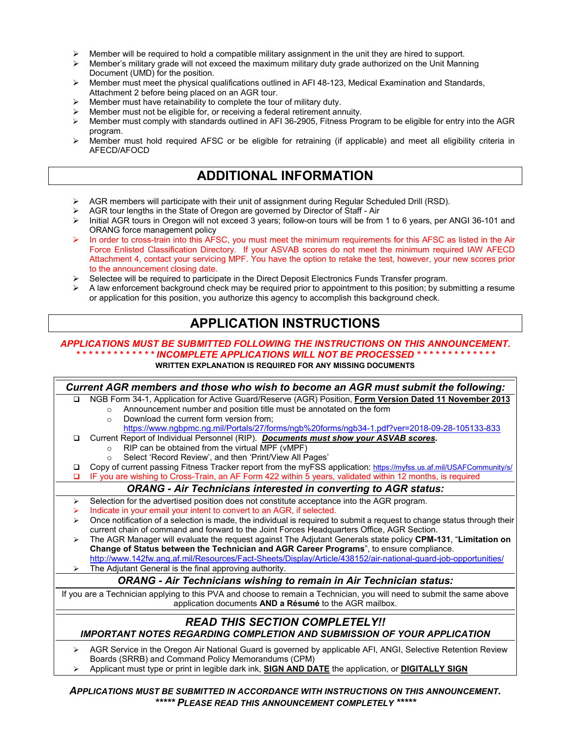- Member will be required to hold a compatible military assignment in the unit they are hired to support.
- Member's military grade will not exceed the maximum military duty grade authorized on the Unit Manning Document (UMD) for the position.
- Member must meet the physical qualifications outlined in AFI 48-123, Medical Examination and Standards, Attachment 2 before being placed on an AGR tour.
- Member must have retainability to complete the tour of military duty.
- Member must not be eligible for, or receiving a federal retirement annuity.
- Member must comply with standards outlined in AFI 36-2905, Fitness Program to be eligible for entry into the AGR program.
- Member must hold required AFSC or be eligible for retraining (if applicable) and meet all eligibility criteria in AFECD/AFOCD

## ADDITIONAL INFORMATION

- AGR members will participate with their unit of assignment during Regular Scheduled Drill (RSD).
- AGR tour lengths in the State of Oregon are governed by Director of Staff - Air
- Initial AGR tours in Oregon will not exceed 3 years; follow-on tours will be from 1 to 6 years, per ANGI 36-101 and ORANG force management policy
- In order to cross-train into this AFSC, you must meet the minimum requirements for this AFSC as listed in the Air Force Enlisted Classification Directory. If your ASVAB scores do not meet the minimum required IAW AFECD Attachment 4, contact your servicing MPF. You have the option to retake the test, however, your new scores prior to the announcement closing date.
- Selectee will be required to participate in the Direct Deposit Electronics Funds Transfer program.
- A law enforcement background check may be required prior to appointment to this position; by submitting a resume or application for this position, you authorize this agency to accomplish this background check.

## APPLICATION INSTRUCTIONS

***APPLICATIONS MUST BE SUBMITTED FOLLOWING THE INSTRUCTIONS ON THIS ANNOUNCEMENT.***
***\* \* \* \* \* \* \* \* \* \* \* \* \* INCOMPLETE APPLICATIONS WILL NOT BE PROCESSED \* \* \* \* \* \* \* \* \* \* \* \* \****

**WRITTEN EXPLANATION IS REQUIRED FOR ANY MISSING DOCUMENTS**

### *Current AGR members and those who wish to become an AGR must submit the following:*

- ❑ NGB Form 34-1, Application for Active Guard/Reserve (AGR) Position, **Form Version Dated 11 November 2013**
  - Announcement number and position title must be annotated on the form
  - Download the current form version from; https://www.ngbpmc.ng.mil/Portals/27/forms/ngb%20forms/ngb34-1.pdf?ver=2018-09-28-105133-833
- ❑ Current Report of Individual Personnel (RIP). ***Documents must show your ASVAB scores.***
  - RIP can be obtained from the virtual MPF (vMPF)
  - Select 'Record Review', and then 'Print/View All Pages'
- ❑ Copy of current passing Fitness Tracker report from the myFSS application: https://myfss.us.af.mil/USAFCommunity/s/
- ❑ IF you are wishing to Cross-Train, an AF Form 422 within 5 years, validated within 12 months, is required

### *ORANG - Air Technicians interested in converting to AGR status:*

- Selection for the advertised position does not constitute acceptance into the AGR program.
- Indicate in your email your intent to convert to an AGR, if selected.
- Once notification of a selection is made, the individual is required to submit a request to change status through their current chain of command and forward to the Joint Forces Headquarters Office, AGR Section.
- The AGR Manager will evaluate the request against The Adjutant Generals state policy **CPM-131**, "**Limitation on Change of Status between the Technician and AGR Career Programs**", to ensure compliance. http://www.142fw.ang.af.mil/Resources/Fact-Sheets/Display/Article/438152/air-national-guard-job-opportunities/
- The Adjutant General is the final approving authority.

### *ORANG - Air Technicians wishing to remain in Air Technician status:*

If you are a Technician applying to this PVA and choose to remain a Technician, you will need to submit the same above application documents **AND a Résumé** to the AGR mailbox.

### *READ THIS SECTION COMPLETELY!!*

***IMPORTANT NOTES REGARDING COMPLETION AND SUBMISSION OF YOUR APPLICATION***

- AGR Service in the Oregon Air National Guard is governed by applicable AFI, ANGI, Selective Retention Review Boards (SRRB) and Command Policy Memorandums (CPM)
- Applicant must type or print in legible dark ink, **SIGN AND DATE** the application, or **DIGITALLY SIGN**

***APPLICATIONS MUST BE SUBMITTED IN ACCORDANCE WITH INSTRUCTIONS ON THIS ANNOUNCEMENT.***
***\*\*\*\*\* PLEASE READ THIS ANNOUNCEMENT COMPLETELY \*\*\*\*\****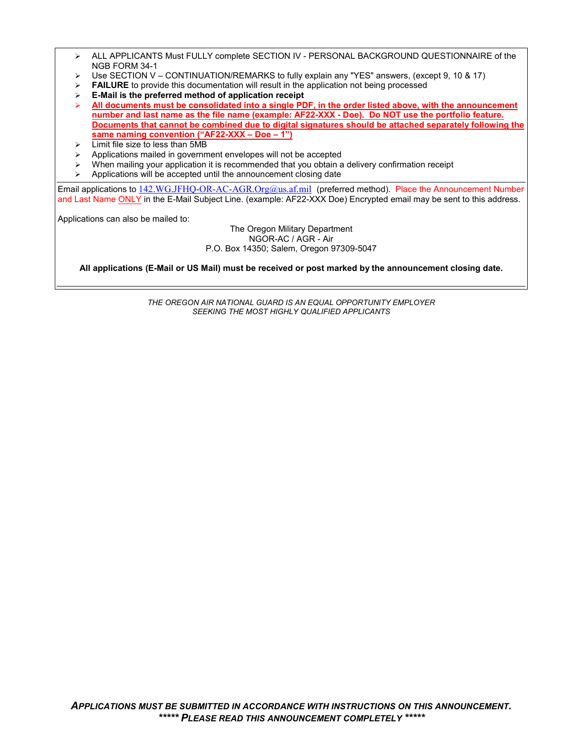- ALL APPLICANTS Must FULLY complete SECTION IV - PERSONAL BACKGROUND QUESTIONNAIRE of the NGB FORM 34-1
- Use SECTION V – CONTINUATION/REMARKS to fully explain any "YES" answers, (except 9, 10 & 17)
- **FAILURE** to provide this documentation will result in the application not being processed
- **E-Mail is the preferred method of application receipt**
- **All documents must be consolidated into a single PDF, in the order listed above, with the announcement number and last name as the file name (example: AF22-XXX - Doe). Do NOT use the portfolio feature. Documents that cannot be combined due to digital signatures should be attached separately following the same naming convention ("AF22-XXX – Doe – 1")**
- Limit file size to less than 5MB
- Applications mailed in government envelopes will not be accepted
- When mailing your application it is recommended that you obtain a delivery confirmation receipt
- Applications will be accepted until the announcement closing date

Email applications to 142.WG.JFHQ-OR-AC-AGR.Org@us.af.mil (preferred method). Place the Announcement Number and Last Name ONLY in the E-Mail Subject Line. (example: AF22-XXX Doe) Encrypted email may be sent to this address.

Applications can also be mailed to:

The Oregon Military Department
NGOR-AC / AGR - Air
P.O. Box 14350; Salem, Oregon 97309-5047

**All applications (E-Mail or US Mail) must be received or post marked by the announcement closing date.**

*THE OREGON AIR NATIONAL GUARD IS AN EQUAL OPPORTUNITY EMPLOYER*
*SEEKING THE MOST HIGHLY QUALIFIED APPLICANTS*

***APPLICATIONS MUST BE SUBMITTED IN ACCORDANCE WITH INSTRUCTIONS ON THIS ANNOUNCEMENT.***
***\*\*\*\*\* PLEASE READ THIS ANNOUNCEMENT COMPLETELY \*\*\*\*\****